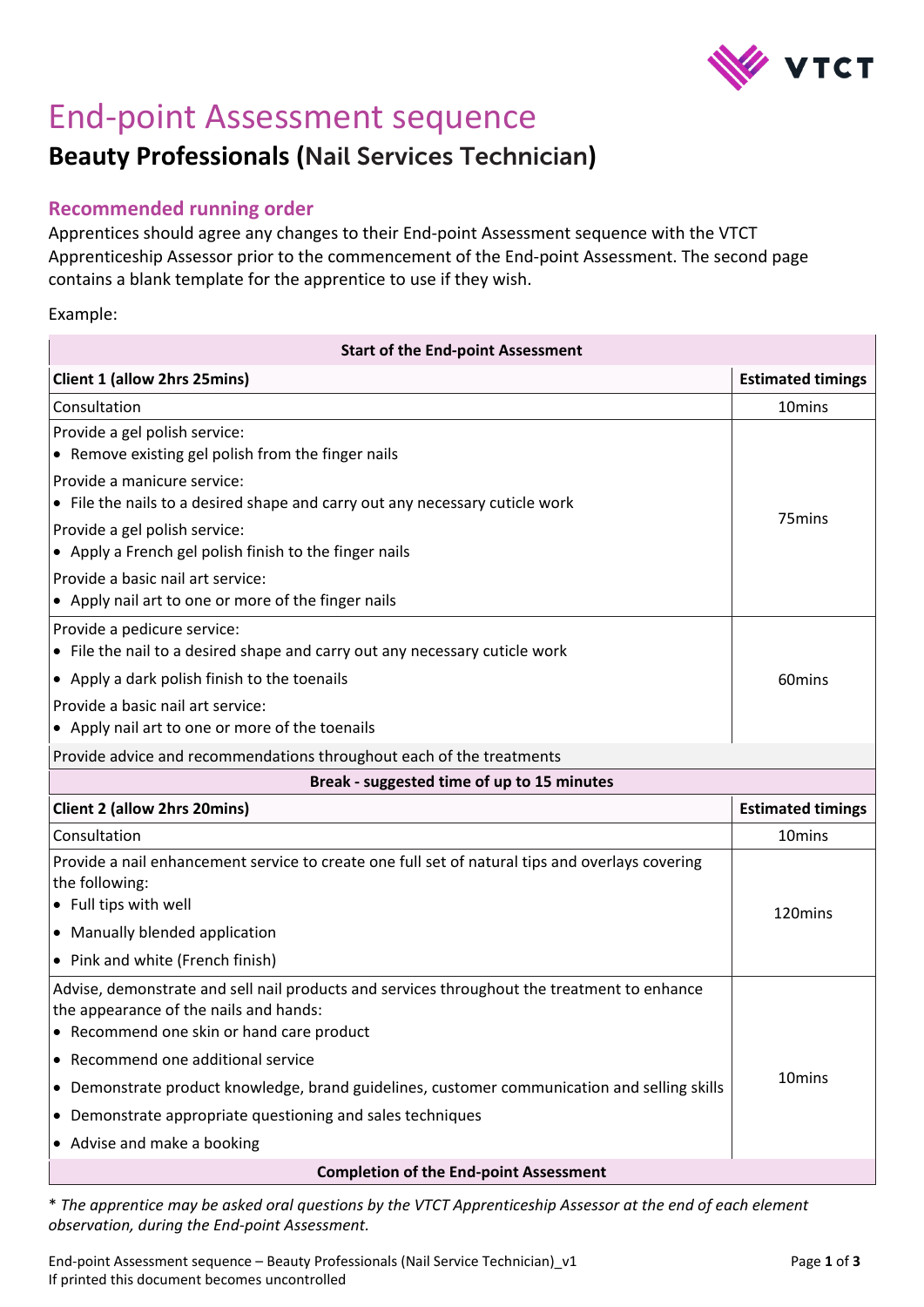# End-point Assessment sequence

## Beauty Professionals (Nail Services Technician)

### Recommended running order

Apprentices should agree any changes to their End-point Assessment sequence with the VTCT Apprenticeship Assessor prior to the commencement of the End-point Assessment. The second page contains a blank template for the apprentice to use if they wish.

Example:

| **Start of the End-point Assessment** | |
|---|---|
| **Client 1 (allow 2hrs 25mins)** | **Estimated timings** |
| Consultation | 10mins |
| Provide a gel polish service:<br>• Remove existing gel polish from the finger nails<br>Provide a manicure service:<br>• File the nails to a desired shape and carry out any necessary cuticle work<br>Provide a gel polish service:<br>• Apply a French gel polish finish to the finger nails<br>Provide a basic nail art service:<br>• Apply nail art to one or more of the finger nails | 75mins |
| Provide a pedicure service:<br>• File the nail to a desired shape and carry out any necessary cuticle work<br>• Apply a dark polish finish to the toenails<br>Provide a basic nail art service:<br>• Apply nail art to one or more of the toenails | 60mins |
| Provide advice and recommendations throughout each of the treatments | |
| **Break - suggested time of up to 15 minutes** | |
| **Client 2 (allow 2hrs 20mins)** | **Estimated timings** |
| Consultation | 10mins |
| Provide a nail enhancement service to create one full set of natural tips and overlays covering the following:<br>• Full tips with well<br>• Manually blended application<br>• Pink and white (French finish) | 120mins |
| Advise, demonstrate and sell nail products and services throughout the treatment to enhance the appearance of the nails and hands:<br>• Recommend one skin or hand care product<br>• Recommend one additional service<br>• Demonstrate product knowledge, brand guidelines, customer communication and selling skills<br>• Demonstrate appropriate questioning and sales techniques<br>• Advise and make a booking | 10mins |
| **Completion of the End-point Assessment** | |

\* *The apprentice may be asked oral questions by the VTCT Apprenticeship Assessor at the end of each element observation, during the End-point Assessment.*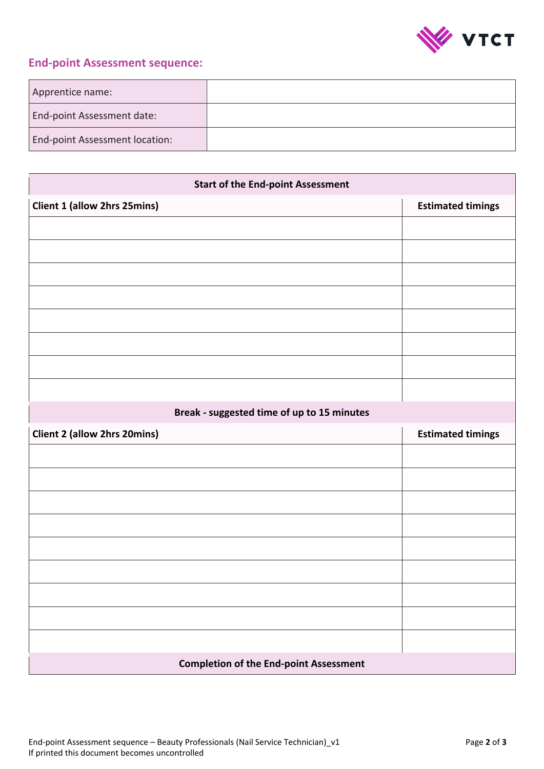## End-point Assessment sequence:

| | |
|---|---|
| Apprentice name: | |
| End-point Assessment date: | |
| End-point Assessment location: | |

| **Start of the End-point Assessment** | |
|---|---|
| **Client 1 (allow 2hrs 25mins)** | **Estimated timings** |
| | |
| | |
| | |
| | |
| | |
| | |
| | |
| | |
| **Break - suggested time of up to 15 minutes** | |
| **Client 2 (allow 2hrs 20mins)** | **Estimated timings** |
| | |
| | |
| | |
| | |
| | |
| | |
| | |
| | |
| | |
| **Completion of the End-point Assessment** | |

End-point Assessment sequence – Beauty Professionals (Nail Service Technician)_v1
If printed this document becomes uncontrolled